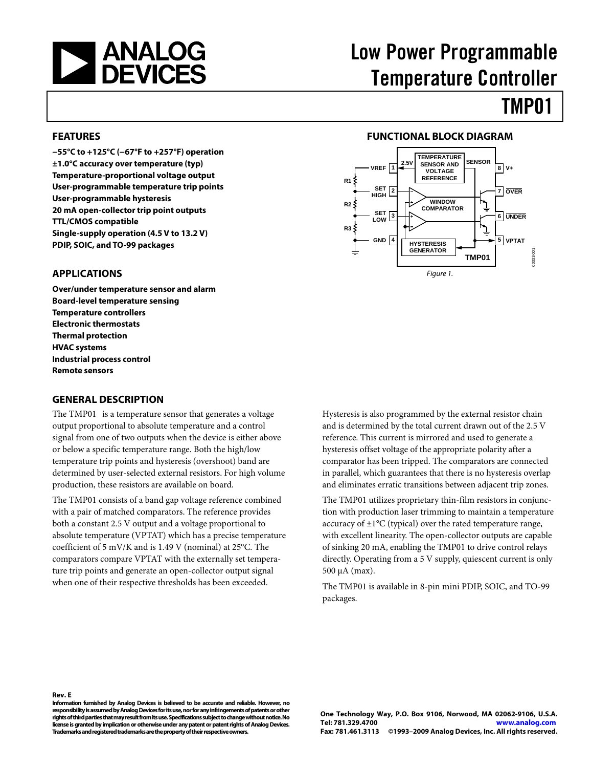# Low Power Programmable Temperature Controller

# TMP01

## FEATURES

**−55°C to +125°C (−67°F to +257°F) operation**
**±1.0°C accuracy over temperature (typ)**
**Temperature-proportional voltage output**
**User-programmable temperature trip points**
**User-programmable hysteresis**
**20 mA open-collector trip point outputs**
**TTL/CMOS compatible**
**Single-supply operation (4.5 V to 13.2 V)**
**PDIP, SOIC, and TO-99 packages**

## APPLICATIONS

**Over/under temperature sensor and alarm**
**Board-level temperature sensing**
**Temperature controllers**
**Electronic thermostats**
**Thermal protection**
**HVAC systems**
**Industrial process control**
**Remote sensors**

## FUNCTIONAL BLOCK DIAGRAM

*Figure 1.*

## GENERAL DESCRIPTION

The TMP01 is a temperature sensor that generates a voltage output proportional to absolute temperature and a control signal from one of two outputs when the device is either above or below a specific temperature range. Both the high/low temperature trip points and hysteresis (overshoot) band are determined by user-selected external resistors. For high volume production, these resistors are available on board.

The TMP01 consists of a band gap voltage reference combined with a pair of matched comparators. The reference provides both a constant 2.5 V output and a voltage proportional to absolute temperature (VPTAT) which has a precise temperature coefficient of 5 mV/K and is 1.49 V (nominal) at 25°C. The comparators compare VPTAT with the externally set temperature trip points and generate an open-collector output signal when one of their respective thresholds has been exceeded.

Hysteresis is also programmed by the external resistor chain and is determined by the total current drawn out of the 2.5 V reference. This current is mirrored and used to generate a hysteresis offset voltage of the appropriate polarity after a comparator has been tripped. The comparators are connected in parallel, which guarantees that there is no hysteresis overlap and eliminates erratic transitions between adjacent trip zones.

The TMP01 utilizes proprietary thin-film resistors in conjunction with production laser trimming to maintain a temperature accuracy of ±1°C (typical) over the rated temperature range, with excellent linearity. The open-collector outputs are capable of sinking 20 mA, enabling the TMP01 to drive control relays directly. Operating from a 5 V supply, quiescent current is only 500 μA (max).

The TMP01 is available in 8-pin mini PDIP, SOIC, and TO-99 packages.

**Rev. E**

**Information furnished by Analog Devices is believed to be accurate and reliable. However, no responsibility is assumed by Analog Devices for its use, nor for any infringements of patents or other rights of third parties that may result from its use. Specifications subject to change without notice. No license is granted by implication or otherwise under any patent or patent rights of Analog Devices. Trademarks and registered trademarks are the property of their respective owners.**

**One Technology Way, P.O. Box 9106, Norwood, MA 02062-9106, U.S.A.**
**Tel: 781.329.4700 www.analog.com**
**Fax: 781.461.3113 ©1993–2009 Analog Devices, Inc. All rights reserved.**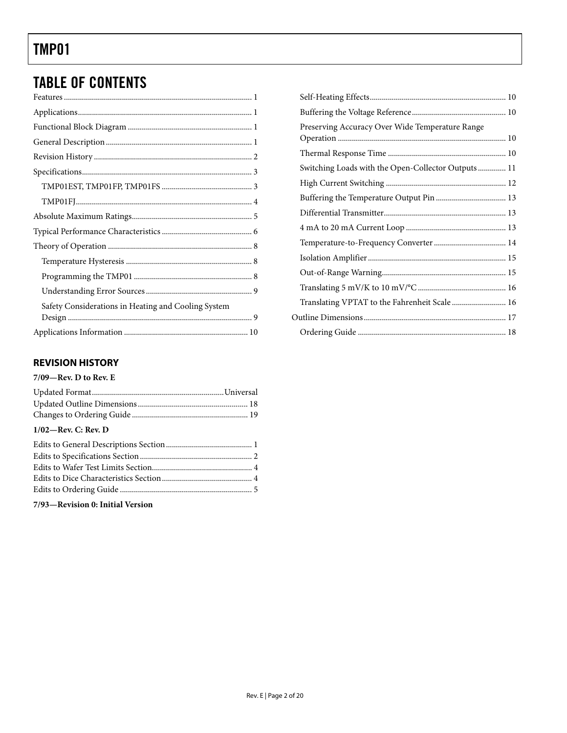## TABLE OF CONTENTS

Features ... 1
Applications ... 1
Functional Block Diagram ... 1
General Description ... 1
Revision History ... 2
Specifications ... 3
  TMP01EST, TMP01FP, TMP01FS ... 3
  TMP01FJ ... 4
Absolute Maximum Ratings ... 5
Typical Performance Characteristics ... 6
Theory of Operation ... 8
  Temperature Hysteresis ... 8
  Programming the TMP01 ... 8
  Understanding Error Sources ... 9
  Safety Considerations in Heating and Cooling System Design ... 9
Applications Information ... 10
  Self-Heating Effects ... 10
  Buffering the Voltage Reference ... 10
  Preserving Accuracy Over Wide Temperature Range Operation ... 10
  Thermal Response Time ... 10
  Switching Loads with the Open-Collector Outputs ... 11
  High Current Switching ... 12
  Buffering the Temperature Output Pin ... 13
  Differential Transmitter ... 13
  4 mA to 20 mA Current Loop ... 13
  Temperature-to-Frequency Converter ... 14
  Isolation Amplifier ... 15
  Out-of-Range Warning ... 15
  Translating 5 mV/K to 10 mV/°C ... 16
  Translating VPTAT to the Fahrenheit Scale ... 16
Outline Dimensions ... 17
  Ordering Guide ... 18

### REVISION HISTORY

**7/09—Rev. D to Rev. E**

Updated Format ... Universal
Updated Outline Dimensions ... 18
Changes to Ordering Guide ... 19

**1/02—Rev. C: Rev. D**

Edits to General Descriptions Section ... 1
Edits to Specifications Section ... 2
Edits to Wafer Test Limits Section ... 4
Edits to Dice Characteristics Section ... 4
Edits to Ordering Guide ... 5

**7/93—Revision 0: Initial Version**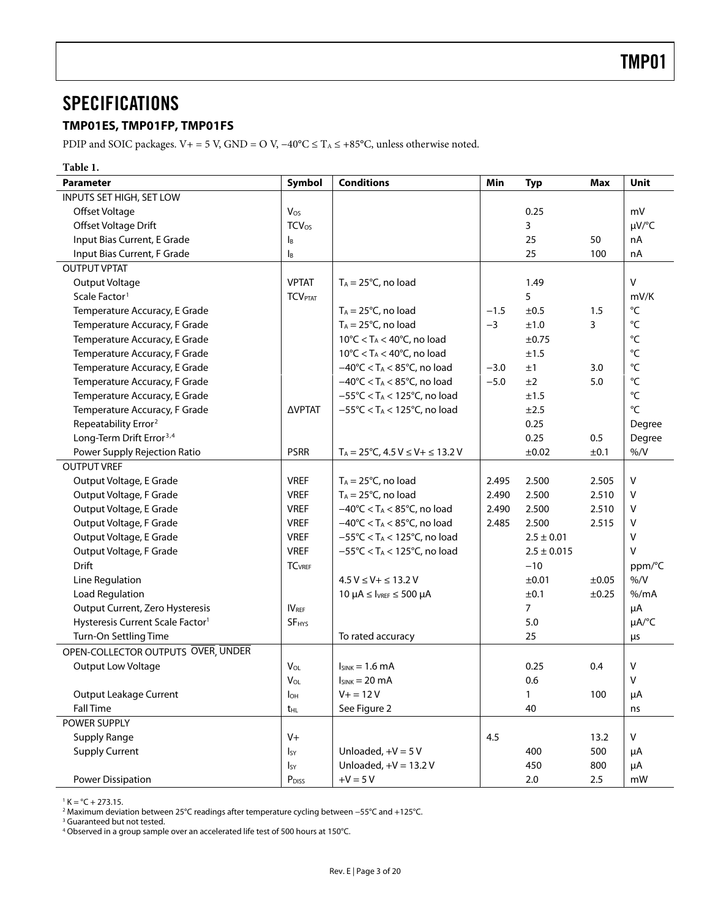# SPECIFICATIONS

## TMP01ES, TMP01FP, TMP01FS

PDIP and SOIC packages. V+ = 5 V, GND = O V, −40°C ≤ $T_A$ ≤ +85°C, unless otherwise noted.

**Table 1.**

| Parameter | Symbol | Conditions | Min | Typ | Max | Unit |
|---|---|---|---|---|---|---|
| INPUTS SET HIGH, SET LOW | | | | | | |
| Offset Voltage | $V_{OS}$ | | | 0.25 | | mV |
| Offset Voltage Drift | $TCV_{OS}$ | | | 3 | | μV/°C |
| Input Bias Current, E Grade | $I_B$ | | | 25 | 50 | nA |
| Input Bias Current, F Grade | $I_B$ | | | 25 | 100 | nA |
| OUTPUT VPTAT | | | | | | |
| Output Voltage | VPTAT | $T_A$ = 25°C, no load | | 1.49 | | V |
| Scale Factor[1] | $TCV_{PTAT}$ | | | 5 | | mV/K |
| Temperature Accuracy, E Grade | | $T_A$ = 25°C, no load | −1.5 | ±0.5 | 1.5 | °C |
| Temperature Accuracy, F Grade | | $T_A$ = 25°C, no load | −3 | ±1.0 | 3 | °C |
| Temperature Accuracy, E Grade | | 10°C < $T_A$ < 40°C, no load | | ±0.75 | | °C |
| Temperature Accuracy, F Grade | | 10°C < $T_A$ < 40°C, no load | | ±1.5 | | °C |
| Temperature Accuracy, E Grade | | −40°C < $T_A$ < 85°C, no load | −3.0 | ±1 | 3.0 | °C |
| Temperature Accuracy, F Grade | | −40°C < $T_A$ < 85°C, no load | −5.0 | ±2 | 5.0 | °C |
| Temperature Accuracy, E Grade | | −55°C < $T_A$ < 125°C, no load | | ±1.5 | | °C |
| Temperature Accuracy, F Grade | ΔVPTAT | −55°C < $T_A$ < 125°C, no load | | ±2.5 | | °C |
| Repeatability Error[2] | | | | 0.25 | | Degree |
| Long-Term Drift Error[3,4] | | | | 0.25 | 0.5 | Degree |
| Power Supply Rejection Ratio | PSRR | $T_A$ = 25°C, 4.5 V ≤ V+ ≤ 13.2 V | | ±0.02 | ±0.1 | %/V |
| OUTPUT VREF | | | | | | |
| Output Voltage, E Grade | VREF | $T_A$ = 25°C, no load | 2.495 | 2.500 | 2.505 | V |
| Output Voltage, F Grade | VREF | $T_A$ = 25°C, no load | 2.490 | 2.500 | 2.510 | V |
| Output Voltage, E Grade | VREF | −40°C < $T_A$ < 85°C, no load | 2.490 | 2.500 | 2.510 | V |
| Output Voltage, F Grade | VREF | −40°C < $T_A$ < 85°C, no load | 2.485 | 2.500 | 2.515 | V |
| Output Voltage, E Grade | VREF | −55°C < $T_A$ < 125°C, no load | | 2.5 ± 0.01 | | V |
| Output Voltage, F Grade | VREF | −55°C < $T_A$ < 125°C, no load | | 2.5 ± 0.015 | | V |
| Drift | $TC_{VREF}$ | | | −10 | | ppm/°C |
| Line Regulation | | 4.5 V ≤ V+ ≤ 13.2 V | | ±0.01 | ±0.05 | %/V |
| Load Regulation | | 10 μA ≤ $I_{VREF}$ ≤ 500 μA | | ±0.1 | ±0.25 | %/mA |
| Output Current, Zero Hysteresis | $IV_{REF}$ | | | 7 | | μA |
| Hysteresis Current Scale Factor[1] | $SF_{HYS}$ | | | 5.0 | | μA/°C |
| Turn-On Settling Time | | To rated accuracy | | 25 | | μs |
| OPEN-COLLECTOR OUTPUTS $\overline{OVER}$, $\overline{UNDER}$ | | | | | | |
| Output Low Voltage | $V_{OL}$ | $I_{SINK}$ = 1.6 mA | | 0.25 | 0.4 | V |
| | $V_{OL}$ | $I_{SINK}$ = 20 mA | | 0.6 | | V |
| Output Leakage Current | $I_{OH}$ | V+ = 12 V | | 1 | 100 | μA |
| Fall Time | $t_{HL}$ | See Figure 2 | | 40 | | ns |
| POWER SUPPLY | | | | | | |
| Supply Range | V+ | | 4.5 | | 13.2 | V |
| Supply Current | $I_{SY}$ | Unloaded, +V = 5 V | | 400 | 500 | μA |
| | $I_{SY}$ | Unloaded, +V = 13.2 V | | 450 | 800 | μA |
| Power Dissipation | $P_{DISS}$ | +V = 5 V | | 2.0 | 2.5 | mW |

[1] K = °C + 273.15.
[2] Maximum deviation between 25°C readings after temperature cycling between −55°C and +125°C.
[3] Guaranteed but not tested.
[4] Observed in a group sample over an accelerated life test of 500 hours at 150°C.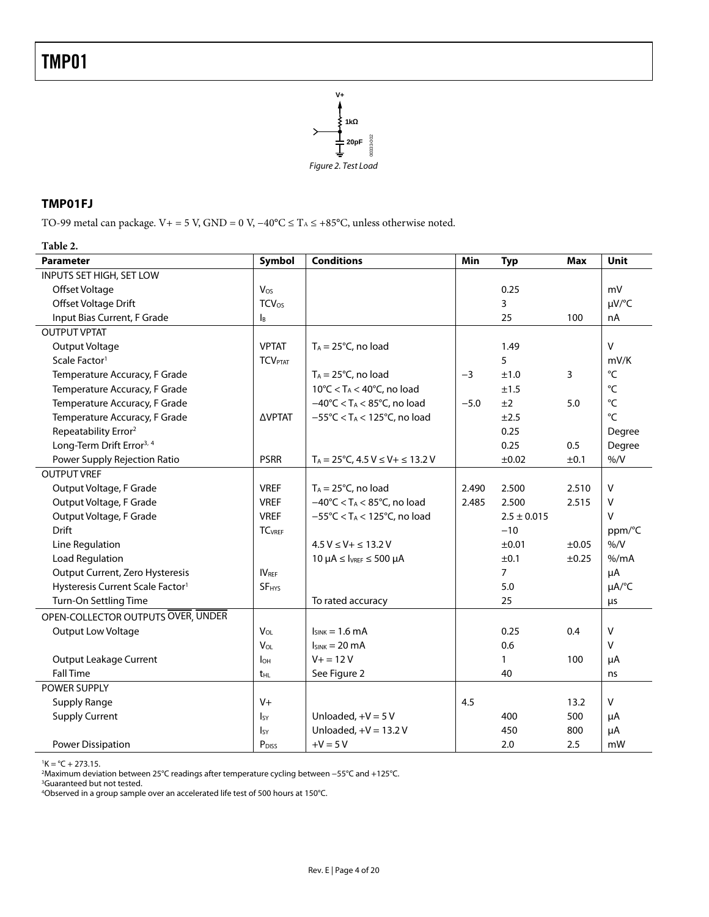Figure 2. Test Load

## TMP01FJ

TO-99 metal can package. V+ = 5 V, GND = 0 V, −40°C ≤ $T_A$ ≤ +85°C, unless otherwise noted.

**Table 2.**

| Parameter | Symbol | Conditions | Min | Typ | Max | Unit |
|---|---|---|---|---|---|---|
| INPUTS SET HIGH, SET LOW | | | | | | |
| Offset Voltage | $V_{OS}$ | | | 0.25 | | mV |
| Offset Voltage Drift | $TCV_{OS}$ | | | 3 | | µV/°C |
| Input Bias Current, F Grade | $I_B$ | | | 25 | 100 | nA |
| OUTPUT VPTAT | | | | | | |
| Output Voltage | VPTAT | $T_A$ = 25°C, no load | | 1.49 | | V |
| Scale Factor[1] | $TCV_{PTAT}$ | | | 5 | | mV/K |
| Temperature Accuracy, F Grade | | $T_A$ = 25°C, no load | −3 | ±1.0 | 3 | °C |
| Temperature Accuracy, F Grade | | 10°C < $T_A$ < 40°C, no load | | ±1.5 | | °C |
| Temperature Accuracy, F Grade | | −40°C < $T_A$ < 85°C, no load | −5.0 | ±2 | 5.0 | °C |
| Temperature Accuracy, F Grade | ΔVPTAT | −55°C < $T_A$ < 125°C, no load | | ±2.5 | | °C |
| Repeatability Error[2] | | | | 0.25 | | Degree |
| Long-Term Drift Error[3, 4] | | | | 0.25 | 0.5 | Degree |
| Power Supply Rejection Ratio | PSRR | $T_A$ = 25°C, 4.5 V ≤ V+ ≤ 13.2 V | | ±0.02 | ±0.1 | %/V |
| OUTPUT VREF | | | | | | |
| Output Voltage, F Grade | VREF | $T_A$ = 25°C, no load | 2.490 | 2.500 | 2.510 | V |
| Output Voltage, F Grade | VREF | −40°C < $T_A$ < 85°C, no load | 2.485 | 2.500 | 2.515 | V |
| Output Voltage, F Grade | VREF | −55°C < $T_A$ < 125°C, no load | | 2.5 ± 0.015 | | V |
| Drift | $TC_{VREF}$ | | | −10 | | ppm/°C |
| Line Regulation | | 4.5 V ≤ V+ ≤ 13.2 V | | ±0.01 | ±0.05 | %/V |
| Load Regulation | | 10 µA ≤ $I_{VREF}$ ≤ 500 µA | | ±0.1 | ±0.25 | %/mA |
| Output Current, Zero Hysteresis | $IV_{REF}$ | | | 7 | | µA |
| Hysteresis Current Scale Factor[1] | $SF_{HYS}$ | | | 5.0 | | µA/°C |
| Turn-On Settling Time | | To rated accuracy | | 25 | | µs |
| OPEN-COLLECTOR OUTPUTS $\overline{OVER}$, $\overline{UNDER}$ | | | | | | |
| Output Low Voltage | $V_{OL}$ | $I_{SINK}$ = 1.6 mA | | 0.25 | 0.4 | V |
| | $V_{OL}$ | $I_{SINK}$ = 20 mA | | 0.6 | | V |
| Output Leakage Current | $I_{OH}$ | V+ = 12 V | | 1 | 100 | µA |
| Fall Time | $t_{HL}$ | See Figure 2 | | 40 | | ns |
| POWER SUPPLY | | | | | | |
| Supply Range | V+ | | 4.5 | | 13.2 | V |
| Supply Current | $I_{SY}$ | Unloaded, +V = 5 V | | 400 | 500 | µA |
| | $I_{SY}$ | Unloaded, +V = 13.2 V | | 450 | 800 | µA |
| Power Dissipation | $P_{DISS}$ | +V = 5 V | | 2.0 | 2.5 | mW |

[1] K = °C + 273.15.
[2] Maximum deviation between 25°C readings after temperature cycling between −55°C and +125°C.
[3] Guaranteed but not tested.
[4] Observed in a group sample over an accelerated life test of 500 hours at 150°C.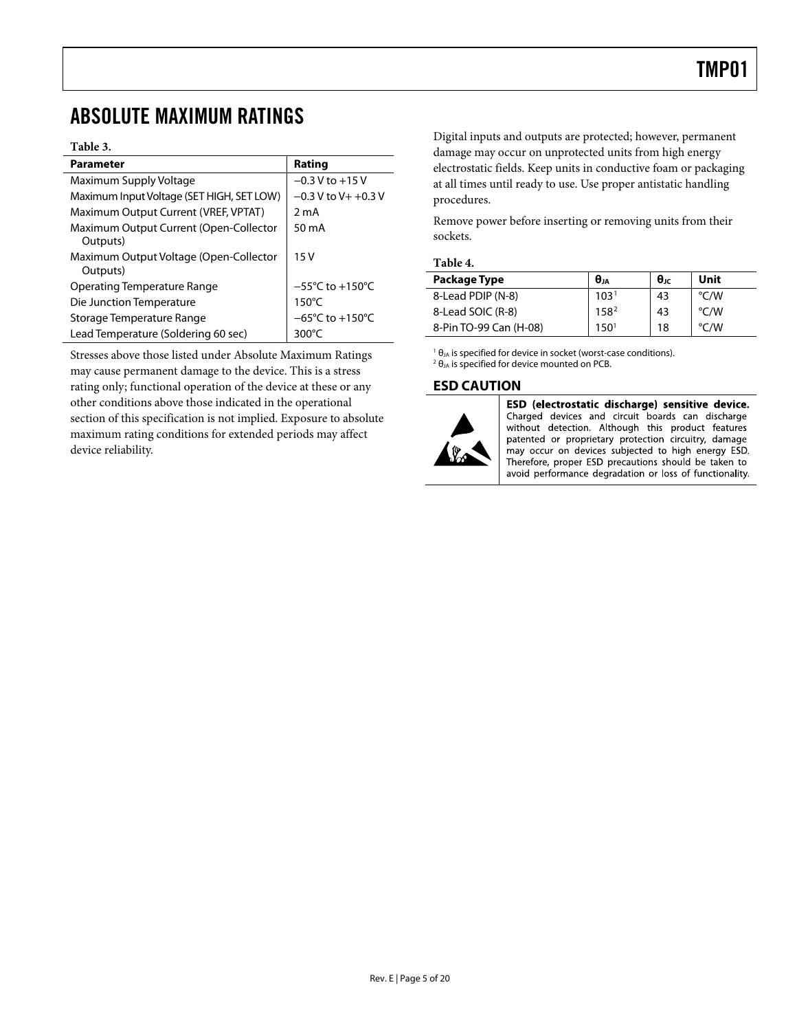## ABSOLUTE MAXIMUM RATINGS

**Table 3.**

| Parameter | Rating |
|---|---|
| Maximum Supply Voltage | −0.3 V to +15 V |
| Maximum Input Voltage (SET HIGH, SET LOW) | −0.3 V to V+ +0.3 V |
| Maximum Output Current (VREF, VPTAT) | 2 mA |
| Maximum Output Current (Open-Collector Outputs) | 50 mA |
| Maximum Output Voltage (Open-Collector Outputs) | 15 V |
| Operating Temperature Range | −55°C to +150°C |
| Die Junction Temperature | 150°C |
| Storage Temperature Range | −65°C to +150°C |
| Lead Temperature (Soldering 60 sec) | 300°C |

Stresses above those listed under Absolute Maximum Ratings may cause permanent damage to the device. This is a stress rating only; functional operation of the device at these or any other conditions above those indicated in the operational section of this specification is not implied. Exposure to absolute maximum rating conditions for extended periods may affect device reliability.

Digital inputs and outputs are protected; however, permanent damage may occur on unprotected units from high energy electrostatic fields. Keep units in conductive foam or packaging at all times until ready to use. Use proper antistatic handling procedures.

Remove power before inserting or removing units from their sockets.

**Table 4.**

| Package Type | $\theta_{JA}$ | $\theta_{JC}$ | Unit |
|---|---|---|---|
| 8-Lead PDIP (N-8) | 103[1] | 43 | °C/W |
| 8-Lead SOIC (R-8) | 158[2] | 43 | °C/W |
| 8-Pin TO-99 Can (H-08) | 150[1] | 18 | °C/W |

[1] $\theta_{JA}$ is specified for device in socket (worst-case conditions).
[2] $\theta_{JA}$ is specified for device mounted on PCB.

### ESD CAUTION

**ESD (electrostatic discharge) sensitive device.** Charged devices and circuit boards can discharge without detection. Although this product features patented or proprietary protection circuitry, damage may occur on devices subjected to high energy ESD. Therefore, proper ESD precautions should be taken to avoid performance degradation or loss of functionality.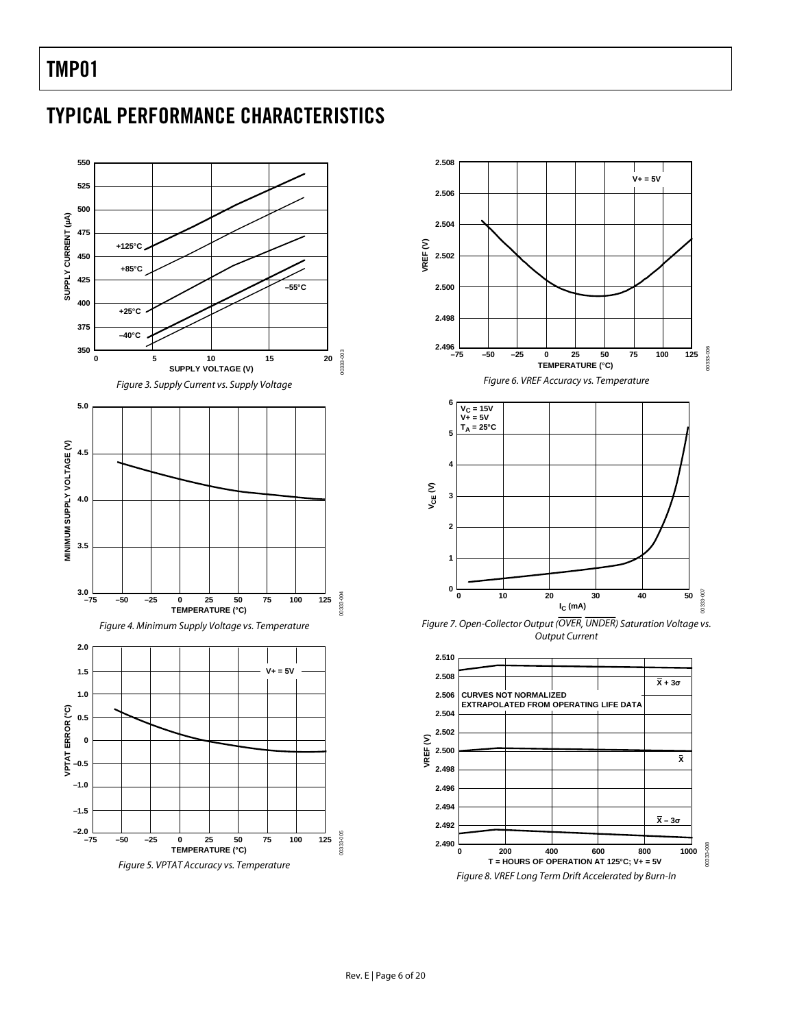## TYPICAL PERFORMANCE CHARACTERISTICS

Figure 3. Supply Current vs. Supply Voltage

Figure 4. Minimum Supply Voltage vs. Temperature

Figure 5. VPTAT Accuracy vs. Temperature

Figure 6. VREF Accuracy vs. Temperature

Figure 7. Open-Collector Output ($\overline{OVER}$, $\overline{UNDER}$) Saturation Voltage vs. Output Current

Figure 8. VREF Long Term Drift Accelerated by Burn-In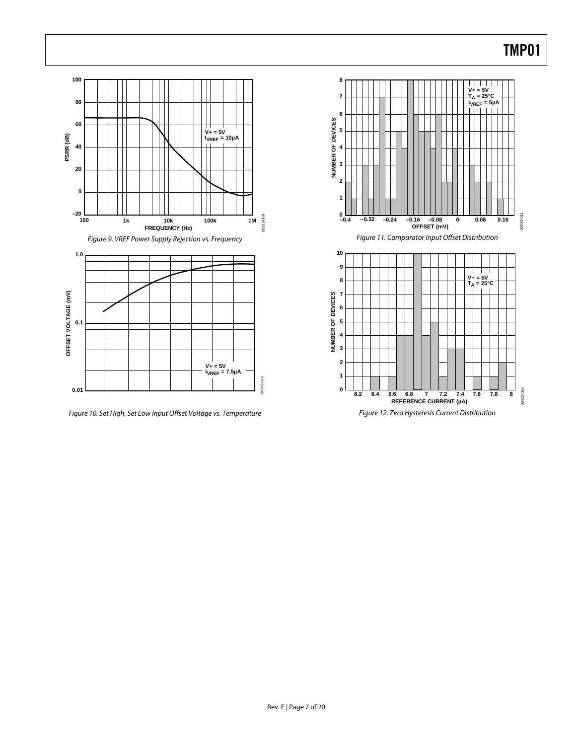Figure 9. VREF Power Supply Rejection vs. Frequency

Figure 10. Set High, Set Low Input Offset Voltage vs. Temperature

Figure 11. Comparator Input Offset Distribution

Figure 12. Zero Hysteresis Current Distribution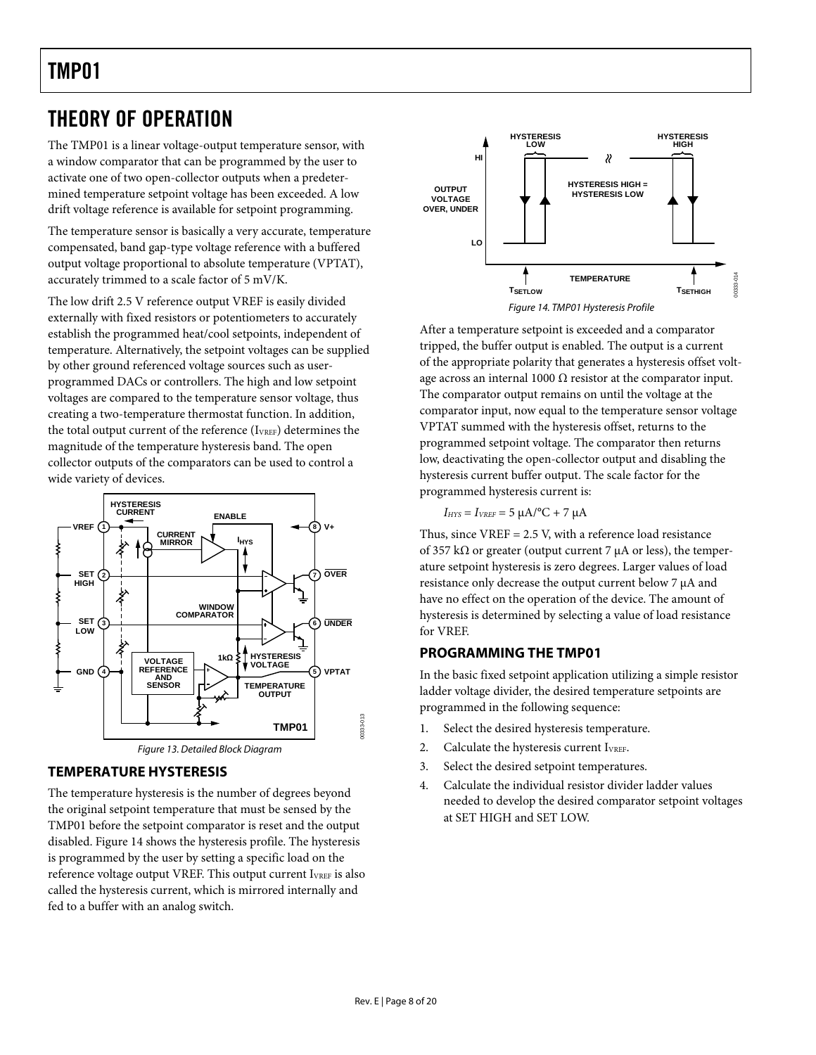# THEORY OF OPERATION

The TMP01 is a linear voltage-output temperature sensor, with a window comparator that can be programmed by the user to activate one of two open-collector outputs when a predetermined temperature setpoint voltage has been exceeded. A low drift voltage reference is available for setpoint programming.

The temperature sensor is basically a very accurate, temperature compensated, band gap-type voltage reference with a buffered output voltage proportional to absolute temperature (VPTAT), accurately trimmed to a scale factor of 5 mV/K.

The low drift 2.5 V reference output VREF is easily divided externally with fixed resistors or potentiometers to accurately establish the programmed heat/cool setpoints, independent of temperature. Alternatively, the setpoint voltages can be supplied by other ground referenced voltage sources such as user-programmed DACs or controllers. The high and low setpoint voltages are compared to the temperature sensor voltage, thus creating a two-temperature thermostat function. In addition, the total output current of the reference ($I_{VREF}$) determines the magnitude of the temperature hysteresis band. The open collector outputs of the comparators can be used to control a wide variety of devices.

Figure 13. Detailed Block Diagram

## TEMPERATURE HYSTERESIS

The temperature hysteresis is the number of degrees beyond the original setpoint temperature that must be sensed by the TMP01 before the setpoint comparator is reset and the output disabled. Figure 14 shows the hysteresis profile. The hysteresis is programmed by the user by setting a specific load on the reference voltage output VREF. This output current $I_{VREF}$ is also called the hysteresis current, which is mirrored internally and fed to a buffer with an analog switch.

Figure 14. TMP01 Hysteresis Profile

After a temperature setpoint is exceeded and a comparator tripped, the buffer output is enabled. The output is a current of the appropriate polarity that generates a hysteresis offset voltage across an internal 1000 Ω resistor at the comparator input. The comparator output remains on until the voltage at the comparator input, now equal to the temperature sensor voltage VPTAT summed with the hysteresis offset, returns to the programmed setpoint voltage. The comparator then returns low, deactivating the open-collector output and disabling the hysteresis current buffer output. The scale factor for the programmed hysteresis current is:

$$I_{HYS} = I_{VREF} = 5\ \mu A/°C + 7\ \mu A$$

Thus, since VREF = 2.5 V, with a reference load resistance of 357 kΩ or greater (output current 7 μA or less), the temperature setpoint hysteresis is zero degrees. Larger values of load resistance only decrease the output current below 7 μA and have no effect on the operation of the device. The amount of hysteresis is determined by selecting a value of load resistance for VREF.

## PROGRAMMING THE TMP01

In the basic fixed setpoint application utilizing a simple resistor ladder voltage divider, the desired temperature setpoints are programmed in the following sequence:

1. Select the desired hysteresis temperature.
2. Calculate the hysteresis current $I_{VREF}$.
3. Select the desired setpoint temperatures.
4. Calculate the individual resistor divider ladder values needed to develop the desired comparator setpoint voltages at SET HIGH and SET LOW.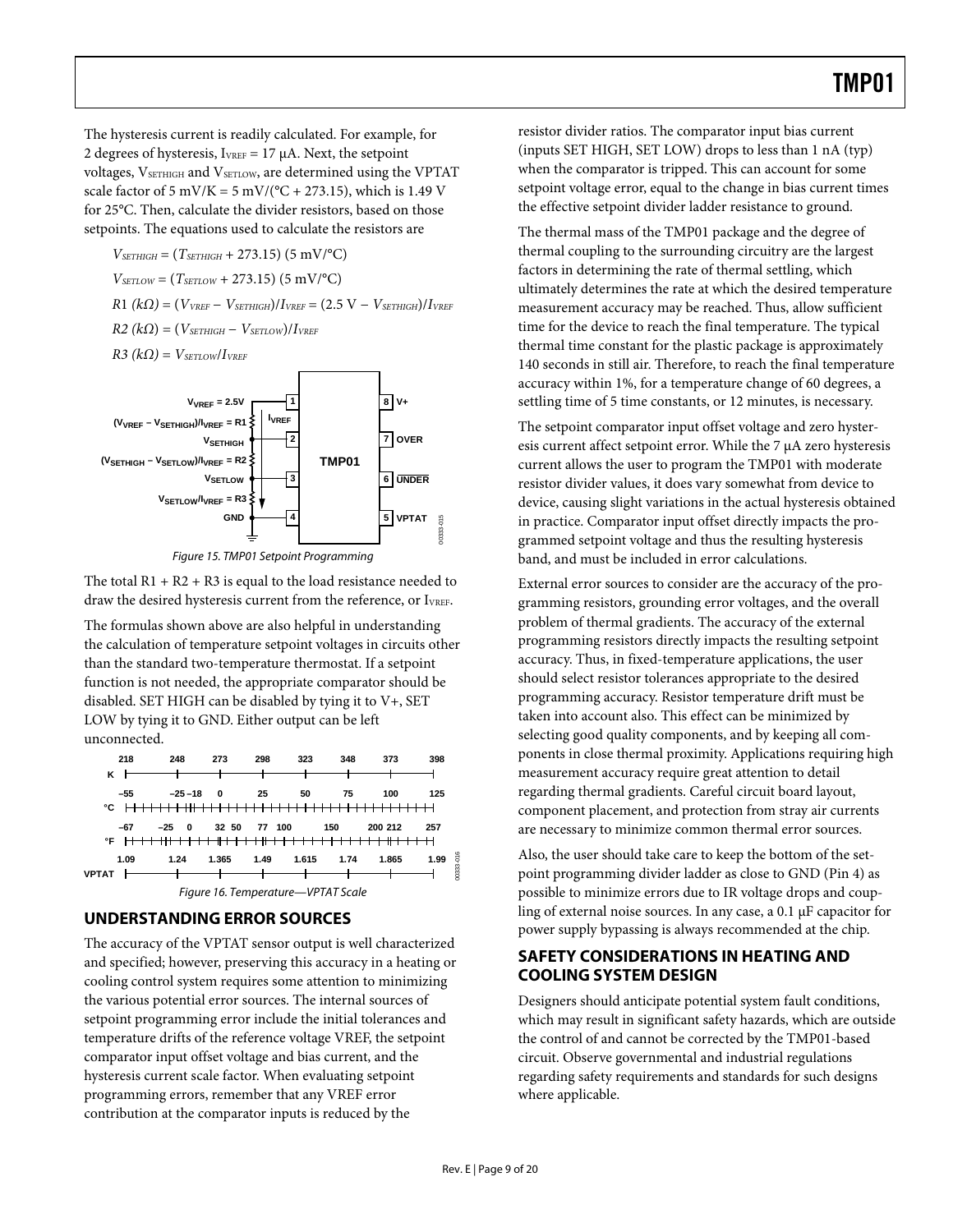The hysteresis current is readily calculated. For example, for 2 degrees of hysteresis, $I_{VREF}$ = 17 μA. Next, the setpoint voltages, $V_{SETHIGH}$ and $V_{SETLOW}$, are determined using the VPTAT scale factor of 5 mV/K = 5 mV/(°C + 273.15), which is 1.49 V for 25°C. Then, calculate the divider resistors, based on those setpoints. The equations used to calculate the resistors are

$$V_{SETHIGH} = (T_{SETHIGH} + 273.15)\ (5\ \text{mV/°C})$$

$$V_{SETLOW} = (T_{SETLOW} + 273.15)\ (5\ \text{mV/°C})$$

$$R1\ (k\Omega) = (V_{VREF} - V_{SETHIGH})/I_{VREF} = (2.5\ \text{V} - V_{SETHIGH})/I_{VREF}$$

$$R2\ (k\Omega) = (V_{SETHIGH} - V_{SETLOW})/I_{VREF}$$

$$R3\ (k\Omega) = V_{SETLOW}/I_{VREF}$$

Figure 15. TMP01 Setpoint Programming

The total R1 + R2 + R3 is equal to the load resistance needed to draw the desired hysteresis current from the reference, or $I_{VREF}$.

The formulas shown above are also helpful in understanding the calculation of temperature setpoint voltages in circuits other than the standard two-temperature thermostat. If a setpoint function is not needed, the appropriate comparator should be disabled. SET HIGH can be disabled by tying it to V+, SET LOW by tying it to GND. Either output can be left unconnected.

Figure 16. Temperature—VPTAT Scale

## UNDERSTANDING ERROR SOURCES

The accuracy of the VPTAT sensor output is well characterized and specified; however, preserving this accuracy in a heating or cooling control system requires some attention to minimizing the various potential error sources. The internal sources of setpoint programming error include the initial tolerances and temperature drifts of the reference voltage VREF, the setpoint comparator input offset voltage and bias current, and the hysteresis current scale factor. When evaluating setpoint programming errors, remember that any VREF error contribution at the comparator inputs is reduced by the resistor divider ratios. The comparator input bias current (inputs SET HIGH, SET LOW) drops to less than 1 nA (typ) when the comparator is tripped. This can account for some setpoint voltage error, equal to the change in bias current times the effective setpoint divider ladder resistance to ground.

The thermal mass of the TMP01 package and the degree of thermal coupling to the surrounding circuitry are the largest factors in determining the rate of thermal settling, which ultimately determines the rate at which the desired temperature measurement accuracy may be reached. Thus, allow sufficient time for the device to reach the final temperature. The typical thermal time constant for the plastic package is approximately 140 seconds in still air. Therefore, to reach the final temperature accuracy within 1%, for a temperature change of 60 degrees, a settling time of 5 time constants, or 12 minutes, is necessary.

The setpoint comparator input offset voltage and zero hysteresis current affect setpoint error. While the 7 μA zero hysteresis current allows the user to program the TMP01 with moderate resistor divider values, it does vary somewhat from device to device, causing slight variations in the actual hysteresis obtained in practice. Comparator input offset directly impacts the programmed setpoint voltage and thus the resulting hysteresis band, and must be included in error calculations.

External error sources to consider are the accuracy of the programming resistors, grounding error voltages, and the overall problem of thermal gradients. The accuracy of the external programming resistors directly impacts the resulting setpoint accuracy. Thus, in fixed-temperature applications, the user should select resistor tolerances appropriate to the desired programming accuracy. Resistor temperature drift must be taken into account also. This effect can be minimized by selecting good quality components, and by keeping all components in close thermal proximity. Applications requiring high measurement accuracy require great attention to detail regarding thermal gradients. Careful circuit board layout, component placement, and protection from stray air currents are necessary to minimize common thermal error sources.

Also, the user should take care to keep the bottom of the setpoint programming divider ladder as close to GND (Pin 4) as possible to minimize errors due to IR voltage drops and coupling of external noise sources. In any case, a 0.1 μF capacitor for power supply bypassing is always recommended at the chip.

## SAFETY CONSIDERATIONS IN HEATING AND COOLING SYSTEM DESIGN

Designers should anticipate potential system fault conditions, which may result in significant safety hazards, which are outside the control of and cannot be corrected by the TMP01-based circuit. Observe governmental and industrial regulations regarding safety requirements and standards for such designs where applicable.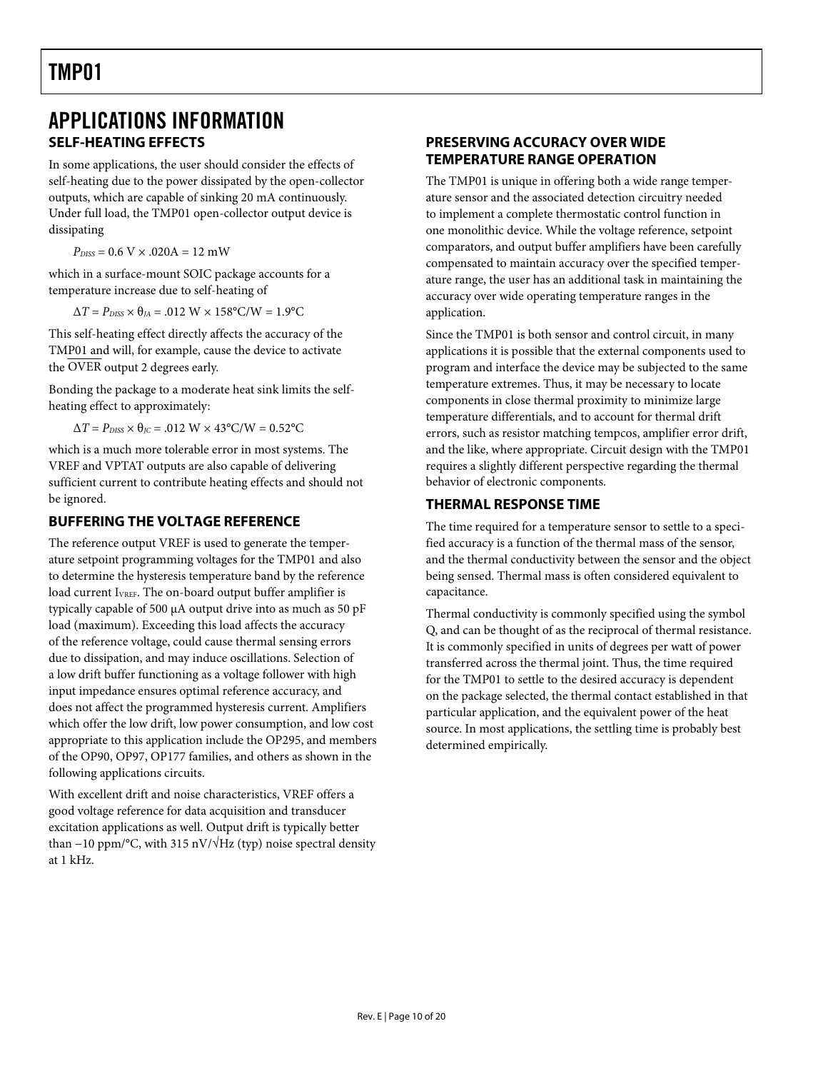## APPLICATIONS INFORMATION

### SELF-HEATING EFFECTS

In some applications, the user should consider the effects of self-heating due to the power dissipated by the open-collector outputs, which are capable of sinking 20 mA continuously. Under full load, the TMP01 open-collector output device is dissipating

$P_{DISS} = 0.6 \text{ V} \times .020\text{A} = 12 \text{ mW}$

which in a surface-mount SOIC package accounts for a temperature increase due to self-heating of

$\Delta T = P_{DISS} \times \theta_{JA} = .012 \text{ W} \times 158°\text{C/W} = 1.9°\text{C}$

This self-heating effect directly affects the accuracy of the TMP01 and will, for example, cause the device to activate the $\overline{\text{OVER}}$ output 2 degrees early.

Bonding the package to a moderate heat sink limits the self-heating effect to approximately:

$\Delta T = P_{DISS} \times \theta_{JC} = .012 \text{ W} \times 43°\text{C/W} = 0.52°\text{C}$

which is a much more tolerable error in most systems. The VREF and VPTAT outputs are also capable of delivering sufficient current to contribute heating effects and should not be ignored.

### BUFFERING THE VOLTAGE REFERENCE

The reference output VREF is used to generate the temperature setpoint programming voltages for the TMP01 and also to determine the hysteresis temperature band by the reference load current $I_{VREF}$. The on-board output buffer amplifier is typically capable of 500 μA output drive into as much as 50 pF load (maximum). Exceeding this load affects the accuracy of the reference voltage, could cause thermal sensing errors due to dissipation, and may induce oscillations. Selection of a low drift buffer functioning as a voltage follower with high input impedance ensures optimal reference accuracy, and does not affect the programmed hysteresis current. Amplifiers which offer the low drift, low power consumption, and low cost appropriate to this application include the OP295, and members of the OP90, OP97, OP177 families, and others as shown in the following applications circuits.

With excellent drift and noise characteristics, VREF offers a good voltage reference for data acquisition and transducer excitation applications as well. Output drift is typically better than −10 ppm/°C, with 315 nV/√Hz (typ) noise spectral density at 1 kHz.

### PRESERVING ACCURACY OVER WIDE TEMPERATURE RANGE OPERATION

The TMP01 is unique in offering both a wide range temperature sensor and the associated detection circuitry needed to implement a complete thermostatic control function in one monolithic device. While the voltage reference, setpoint comparators, and output buffer amplifiers have been carefully compensated to maintain accuracy over the specified temperature range, the user has an additional task in maintaining the accuracy over wide operating temperature ranges in the application.

Since the TMP01 is both sensor and control circuit, in many applications it is possible that the external components used to program and interface the device may be subjected to the same temperature extremes. Thus, it may be necessary to locate components in close thermal proximity to minimize large temperature differentials, and to account for thermal drift errors, such as resistor matching tempcos, amplifier error drift, and the like, where appropriate. Circuit design with the TMP01 requires a slightly different perspective regarding the thermal behavior of electronic components.

### THERMAL RESPONSE TIME

The time required for a temperature sensor to settle to a specified accuracy is a function of the thermal mass of the sensor, and the thermal conductivity between the sensor and the object being sensed. Thermal mass is often considered equivalent to capacitance.

Thermal conductivity is commonly specified using the symbol Q, and can be thought of as the reciprocal of thermal resistance. It is commonly specified in units of degrees per watt of power transferred across the thermal joint. Thus, the time required for the TMP01 to settle to the desired accuracy is dependent on the package selected, the thermal contact established in that particular application, and the equivalent power of the heat source. In most applications, the settling time is probably best determined empirically.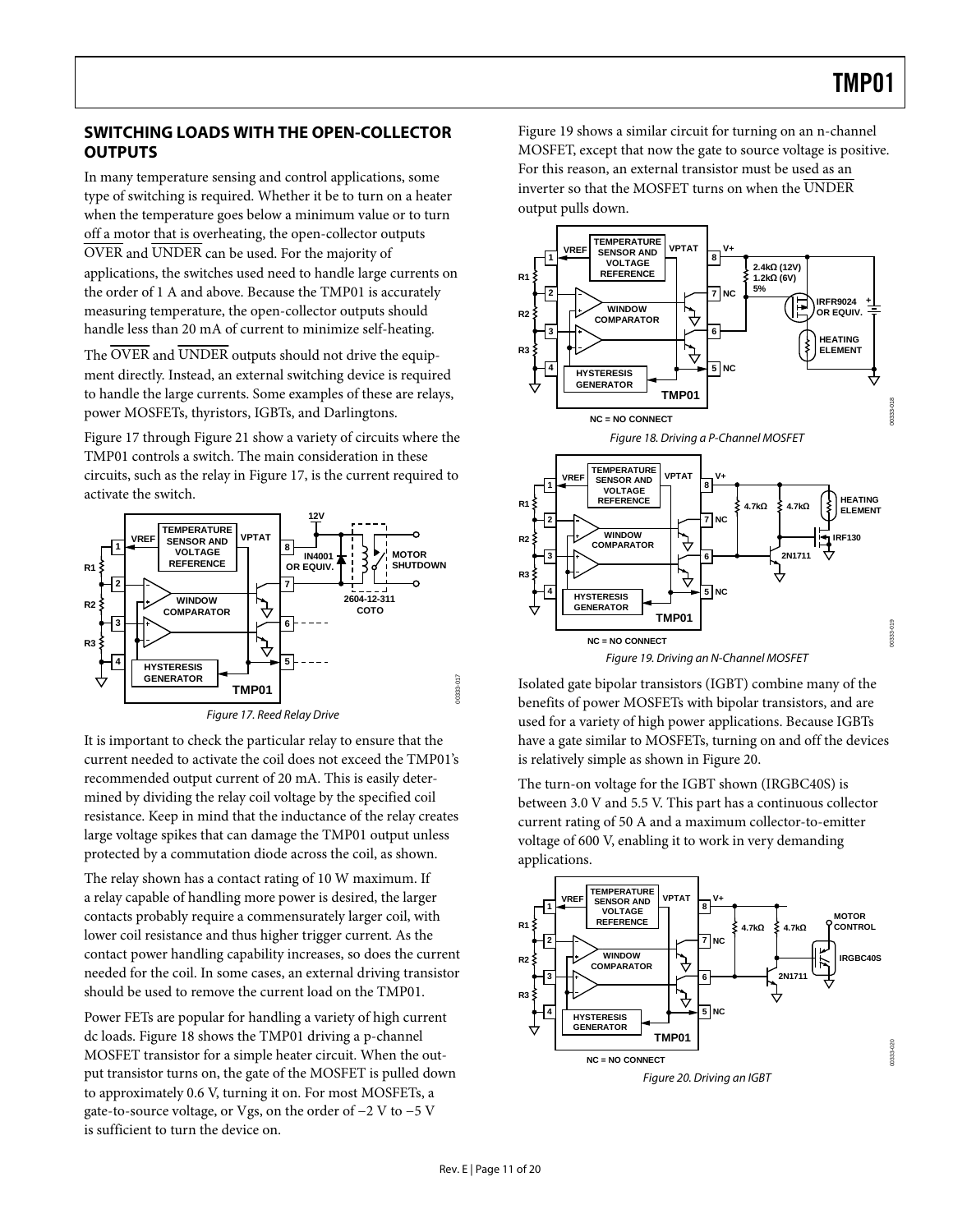## SWITCHING LOADS WITH THE OPEN-COLLECTOR OUTPUTS

In many temperature sensing and control applications, some type of switching is required. Whether it be to turn on a heater when the temperature goes below a minimum value or to turn off a motor that is overheating, the open-collector outputs $\overline{\text{OVER}}$ and $\overline{\text{UNDER}}$ can be used. For the majority of applications, the switches used need to handle large currents on the order of 1 A and above. Because the TMP01 is accurately measuring temperature, the open-collector outputs should handle less than 20 mA of current to minimize self-heating.

The $\overline{\text{OVER}}$ and $\overline{\text{UNDER}}$ outputs should not drive the equipment directly. Instead, an external switching device is required to handle the large currents. Some examples of these are relays, power MOSFETs, thyristors, IGBTs, and Darlingtons.

Figure 17 through Figure 21 show a variety of circuits where the TMP01 controls a switch. The main consideration in these circuits, such as the relay in Figure 17, is the current required to activate the switch.

*Figure 17. Reed Relay Drive*

It is important to check the particular relay to ensure that the current needed to activate the coil does not exceed the TMP01's recommended output current of 20 mA. This is easily determined by dividing the relay coil voltage by the specified coil resistance. Keep in mind that the inductance of the relay creates large voltage spikes that can damage the TMP01 output unless protected by a commutation diode across the coil, as shown.

The relay shown has a contact rating of 10 W maximum. If a relay capable of handling more power is desired, the larger contacts probably require a commensurately larger coil, with lower coil resistance and thus higher trigger current. As the contact power handling capability increases, so does the current needed for the coil. In some cases, an external driving transistor should be used to remove the current load on the TMP01.

Power FETs are popular for handling a variety of high current dc loads. Figure 18 shows the TMP01 driving a p-channel MOSFET transistor for a simple heater circuit. When the output transistor turns on, the gate of the MOSFET is pulled down to approximately 0.6 V, turning it on. For most MOSFETs, a gate-to-source voltage, or Vgs, on the order of −2 V to −5 V is sufficient to turn the device on.

*Figure 18. Driving a P-Channel MOSFET*

Figure 19 shows a similar circuit for turning on an n-channel MOSFET, except that now the gate to source voltage is positive. For this reason, an external transistor must be used as an inverter so that the MOSFET turns on when the $\overline{\text{UNDER}}$ output pulls down.

*Figure 19. Driving an N-Channel MOSFET*

Isolated gate bipolar transistors (IGBT) combine many of the benefits of power MOSFETs with bipolar transistors, and are used for a variety of high power applications. Because IGBTs have a gate similar to MOSFETs, turning on and off the devices is relatively simple as shown in Figure 20.

The turn-on voltage for the IGBT shown (IRGBC40S) is between 3.0 V and 5.5 V. This part has a continuous collector current rating of 50 A and a maximum collector-to-emitter voltage of 600 V, enabling it to work in very demanding applications.

*Figure 20. Driving an IGBT*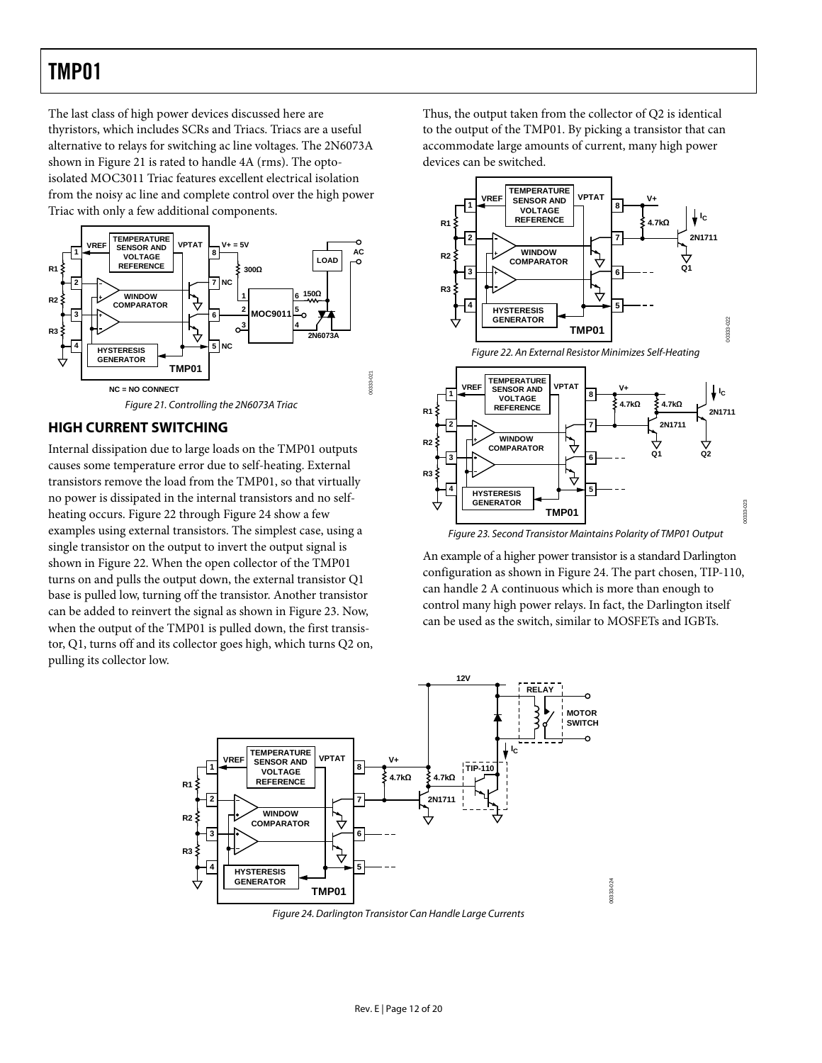The last class of high power devices discussed here are thyristors, which includes SCRs and Triacs. Triacs are a useful alternative to relays for switching ac line voltages. The 2N6073A shown in Figure 21 is rated to handle 4A (rms). The opto-isolated MOC3011 Triac features excellent electrical isolation from the noisy ac line and complete control over the high power Triac with only a few additional components.

Figure 21. Controlling the 2N6073A Triac

## HIGH CURRENT SWITCHING

Internal dissipation due to large loads on the TMP01 outputs causes some temperature error due to self-heating. External transistors remove the load from the TMP01, so that virtually no power is dissipated in the internal transistors and no self-heating occurs. Figure 22 through Figure 24 show a few examples using external transistors. The simplest case, using a single transistor on the output to invert the output signal is shown in Figure 22. When the open collector of the TMP01 turns on and pulls the output down, the external transistor Q1 base is pulled low, turning off the transistor. Another transistor can be added to reinvert the signal as shown in Figure 23. Now, when the output of the TMP01 is pulled down, the first transistor, Q1, turns off and its collector goes high, which turns Q2 on, pulling its collector low.

Thus, the output taken from the collector of Q2 is identical to the output of the TMP01. By picking a transistor that can accommodate large amounts of current, many high power devices can be switched.

Figure 22. An External Resistor Minimizes Self-Heating

Figure 23. Second Transistor Maintains Polarity of TMP01 Output

An example of a higher power transistor is a standard Darlington configuration as shown in Figure 24. The part chosen, TIP-110, can handle 2 A continuous which is more than enough to control many high power relays. In fact, the Darlington itself can be used as the switch, similar to MOSFETs and IGBTs.

Figure 24. Darlington Transistor Can Handle Large Currents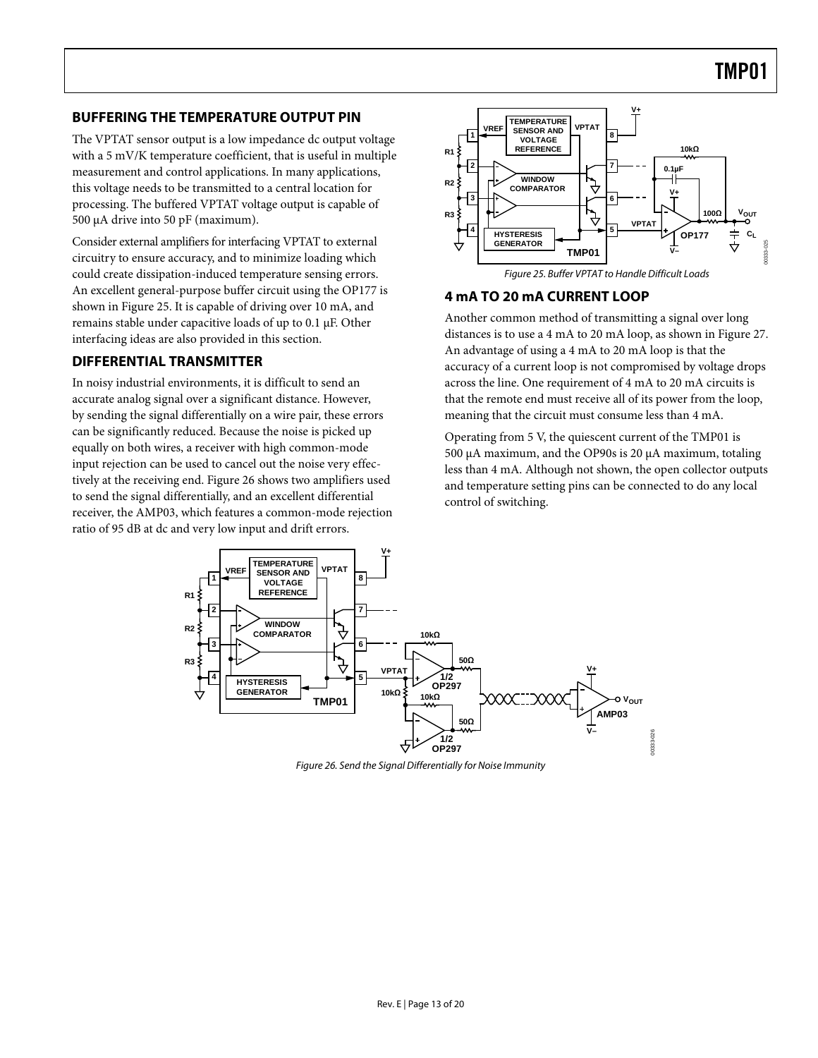## BUFFERING THE TEMPERATURE OUTPUT PIN

The VPTAT sensor output is a low impedance dc output voltage with a 5 mV/K temperature coefficient, that is useful in multiple measurement and control applications. In many applications, this voltage needs to be transmitted to a central location for processing. The buffered VPTAT voltage output is capable of 500 µA drive into 50 pF (maximum).

Consider external amplifiers for interfacing VPTAT to external circuitry to ensure accuracy, and to minimize loading which could create dissipation-induced temperature sensing errors. An excellent general-purpose buffer circuit using the OP177 is shown in Figure 25. It is capable of driving over 10 mA, and remains stable under capacitive loads of up to 0.1 µF. Other interfacing ideas are also provided in this section.

## DIFFERENTIAL TRANSMITTER

In noisy industrial environments, it is difficult to send an accurate analog signal over a significant distance. However, by sending the signal differentially on a wire pair, these errors can be significantly reduced. Because the noise is picked up equally on both wires, a receiver with high common-mode input rejection can be used to cancel out the noise very effectively at the receiving end. Figure 26 shows two amplifiers used to send the signal differentially, and an excellent differential receiver, the AMP03, which features a common-mode rejection ratio of 95 dB at dc and very low input and drift errors.

Figure 25. Buffer VPTAT to Handle Difficult Loads

## 4 mA TO 20 mA CURRENT LOOP

Another common method of transmitting a signal over long distances is to use a 4 mA to 20 mA loop, as shown in Figure 27. An advantage of using a 4 mA to 20 mA loop is that the accuracy of a current loop is not compromised by voltage drops across the line. One requirement of 4 mA to 20 mA circuits is that the remote end must receive all of its power from the loop, meaning that the circuit must consume less than 4 mA.

Operating from 5 V, the quiescent current of the TMP01 is 500 µA maximum, and the OP90s is 20 µA maximum, totaling less than 4 mA. Although not shown, the open collector outputs and temperature setting pins can be connected to do any local control of switching.

Figure 26. Send the Signal Differentially for Noise Immunity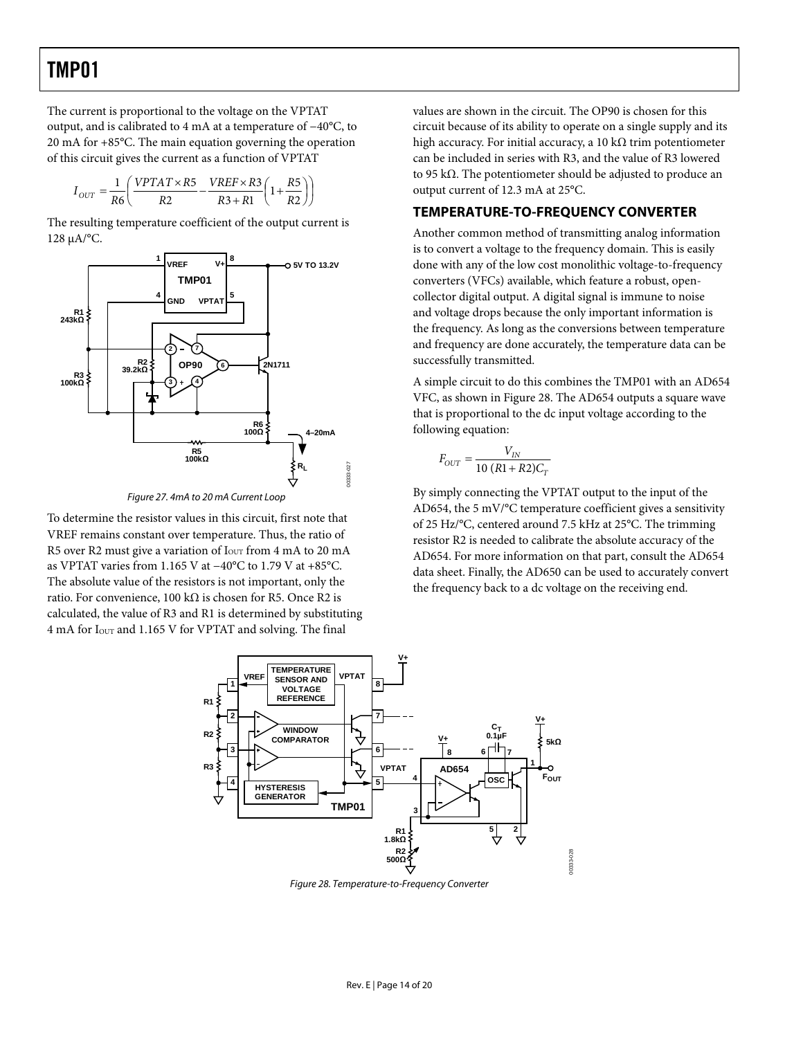The current is proportional to the voltage on the VPTAT output, and is calibrated to 4 mA at a temperature of −40°C, to 20 mA for +85°C. The main equation governing the operation of this circuit gives the current as a function of VPTAT

$$I_{OUT} = \frac{1}{R6}\left(\frac{VPTAT \times R5}{R2} - \frac{VREF \times R3}{R3 + R1}\left(1 + \frac{R5}{R2}\right)\right)$$

The resulting temperature coefficient of the output current is 128 μA/°C.

Figure 27. 4mA to 20 mA Current Loop

To determine the resistor values in this circuit, first note that VREF remains constant over temperature. Thus, the ratio of R5 over R2 must give a variation of $I_{OUT}$ from 4 mA to 20 mA as VPTAT varies from 1.165 V at −40°C to 1.79 V at +85°C. The absolute value of the resistors is not important, only the ratio. For convenience, 100 kΩ is chosen for R5. Once R2 is calculated, the value of R3 and R1 is determined by substituting 4 mA for $I_{OUT}$ and 1.165 V for VPTAT and solving. The final values are shown in the circuit. The OP90 is chosen for this circuit because of its ability to operate on a single supply and its high accuracy. For initial accuracy, a 10 kΩ trim potentiometer can be included in series with R3, and the value of R3 lowered to 95 kΩ. The potentiometer should be adjusted to produce an output current of 12.3 mA at 25°C.

## TEMPERATURE-TO-FREQUENCY CONVERTER

Another common method of transmitting analog information is to convert a voltage to the frequency domain. This is easily done with any of the low cost monolithic voltage-to-frequency converters (VFCs) available, which feature a robust, open-collector digital output. A digital signal is immune to noise and voltage drops because the only important information is the frequency. As long as the conversions between temperature and frequency are done accurately, the temperature data can be successfully transmitted.

A simple circuit to do this combines the TMP01 with an AD654 VFC, as shown in Figure 28. The AD654 outputs a square wave that is proportional to the dc input voltage according to the following equation:

$$F_{OUT} = \frac{V_{IN}}{10\,(R1 + R2)C_T}$$

By simply connecting the VPTAT output to the input of the AD654, the 5 mV/°C temperature coefficient gives a sensitivity of 25 Hz/°C, centered around 7.5 kHz at 25°C. The trimming resistor R2 is needed to calibrate the absolute accuracy of the AD654. For more information on that part, consult the AD654 data sheet. Finally, the AD650 can be used to accurately convert the frequency back to a dc voltage on the receiving end.

Figure 28. Temperature-to-Frequency Converter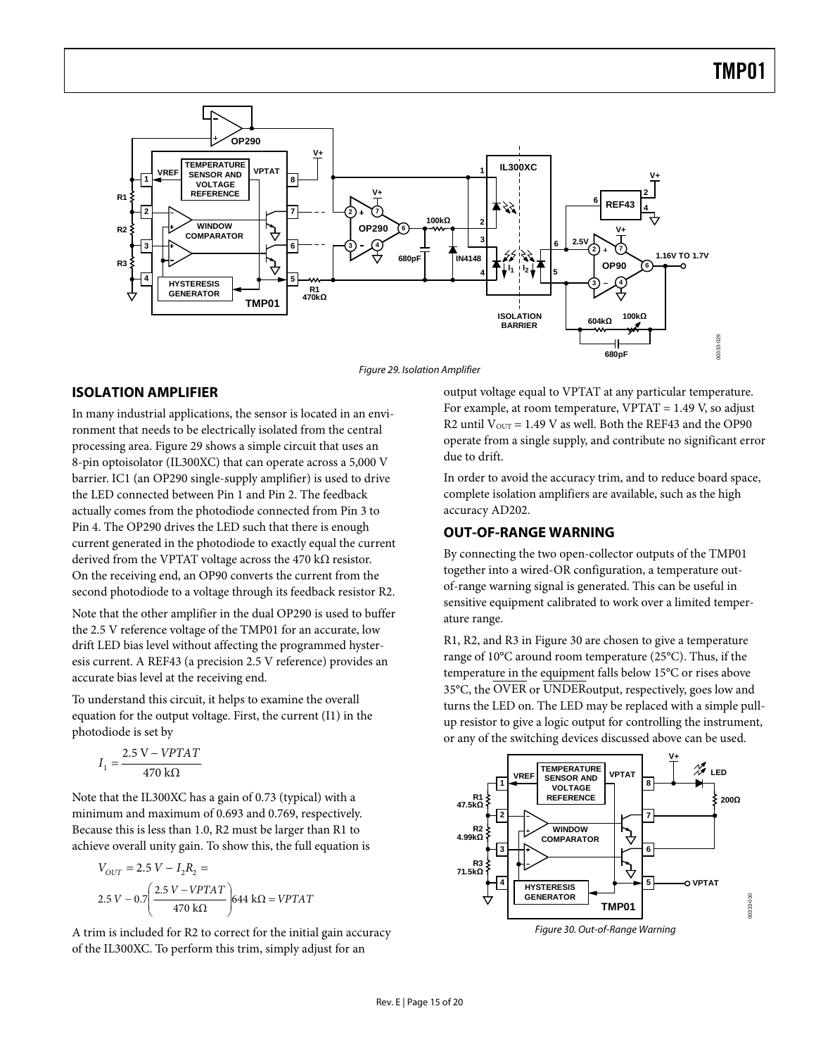Figure 29. Isolation Amplifier

## ISOLATION AMPLIFIER

In many industrial applications, the sensor is located in an environment that needs to be electrically isolated from the central processing area. Figure 29 shows a simple circuit that uses an 8-pin optoisolator (IL300XC) that can operate across a 5,000 V barrier. IC1 (an OP290 single-supply amplifier) is used to drive the LED connected between Pin 1 and Pin 2. The feedback actually comes from the photodiode connected from Pin 3 to Pin 4. The OP290 drives the LED such that there is enough current generated in the photodiode to exactly equal the current derived from the VPTAT voltage across the 470 kΩ resistor. On the receiving end, an OP90 converts the current from the second photodiode to a voltage through its feedback resistor R2.

Note that the other amplifier in the dual OP290 is used to buffer the 2.5 V reference voltage of the TMP01 for an accurate, low drift LED bias level without affecting the programmed hysteresis current. A REF43 (a precision 2.5 V reference) provides an accurate bias level at the receiving end.

To understand this circuit, it helps to examine the overall equation for the output voltage. First, the current (I1) in the photodiode is set by

$$I_1 = \frac{2.5\ \text{V} - VPTAT}{470\ \text{k}\Omega}$$

Note that the IL300XC has a gain of 0.73 (typical) with a minimum and maximum of 0.693 and 0.769, respectively. Because this is less than 1.0, R2 must be larger than R1 to achieve overall unity gain. To show this, the full equation is

$$V_{OUT} = 2.5\ V - I_2 R_2 =$$

$$2.5\ V - 0.7\left(\frac{2.5\ V - VPTAT}{470\ \text{k}\Omega}\right)644\ \text{k}\Omega = VPTAT$$

A trim is included for R2 to correct for the initial gain accuracy of the IL300XC. To perform this trim, simply adjust for an output voltage equal to VPTAT at any particular temperature. For example, at room temperature, VPTAT = 1.49 V, so adjust R2 until $V_{OUT}$ = 1.49 V as well. Both the REF43 and the OP90 operate from a single supply, and contribute no significant error due to drift.

In order to avoid the accuracy trim, and to reduce board space, complete isolation amplifiers are available, such as the high accuracy AD202.

## OUT-OF-RANGE WARNING

By connecting the two open-collector outputs of the TMP01 together into a wired-OR configuration, a temperature out-of-range warning signal is generated. This can be useful in sensitive equipment calibrated to work over a limited temperature range.

R1, R2, and R3 in Figure 30 are chosen to give a temperature range of 10°C around room temperature (25°C). Thus, if the temperature in the equipment falls below 15°C or rises above 35°C, the $\overline{\text{OVER}}$ or $\overline{\text{UNDER}}$ output, respectively, goes low and turns the LED on. The LED may be replaced with a simple pull-up resistor to give a logic output for controlling the instrument, or any of the switching devices discussed above can be used.

Figure 30. Out-of-Range Warning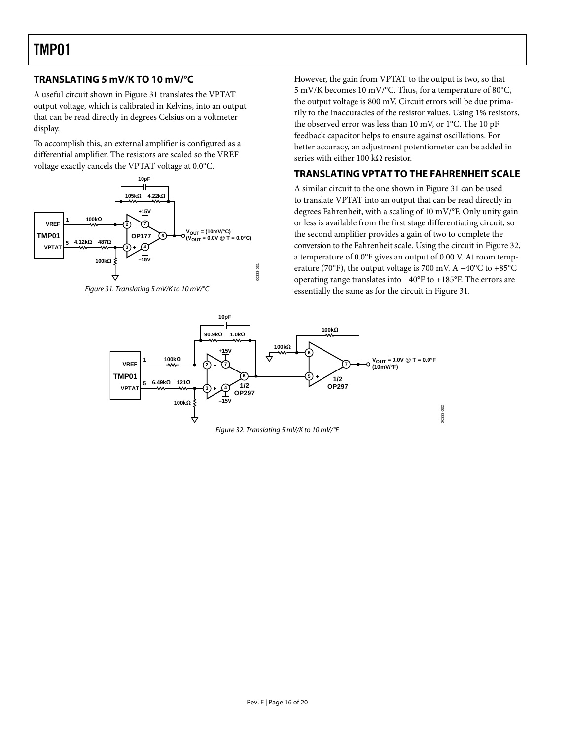## TRANSLATING 5 mV/K TO 10 mV/°C

A useful circuit shown in Figure 31 translates the VPTAT output voltage, which is calibrated in Kelvins, into an output that can be read directly in degrees Celsius on a voltmeter display.

To accomplish this, an external amplifier is configured as a differential amplifier. The resistors are scaled so the VREF voltage exactly cancels the VPTAT voltage at 0.0°C.

Figure 31. Translating 5 mV/K to 10 mV/°C

However, the gain from VPTAT to the output is two, so that 5 mV/K becomes 10 mV/°C. Thus, for a temperature of 80°C, the output voltage is 800 mV. Circuit errors will be due primarily to the inaccuracies of the resistor values. Using 1% resistors, the observed error was less than 10 mV, or 1°C. The 10 pF feedback capacitor helps to ensure against oscillations. For better accuracy, an adjustment potentiometer can be added in series with either 100 kΩ resistor.

## TRANSLATING VPTAT TO THE FAHRENHEIT SCALE

A similar circuit to the one shown in Figure 31 can be used to translate VPTAT into an output that can be read directly in degrees Fahrenheit, with a scaling of 10 mV/°F. Only unity gain or less is available from the first stage differentiating circuit, so the second amplifier provides a gain of two to complete the conversion to the Fahrenheit scale. Using the circuit in Figure 32, a temperature of 0.0°F gives an output of 0.00 V. At room temperature (70°F), the output voltage is 700 mV. A −40°C to +85°C operating range translates into −40°F to +185°F. The errors are essentially the same as for the circuit in Figure 31.

Figure 32. Translating 5 mV/K to 10 mV/°F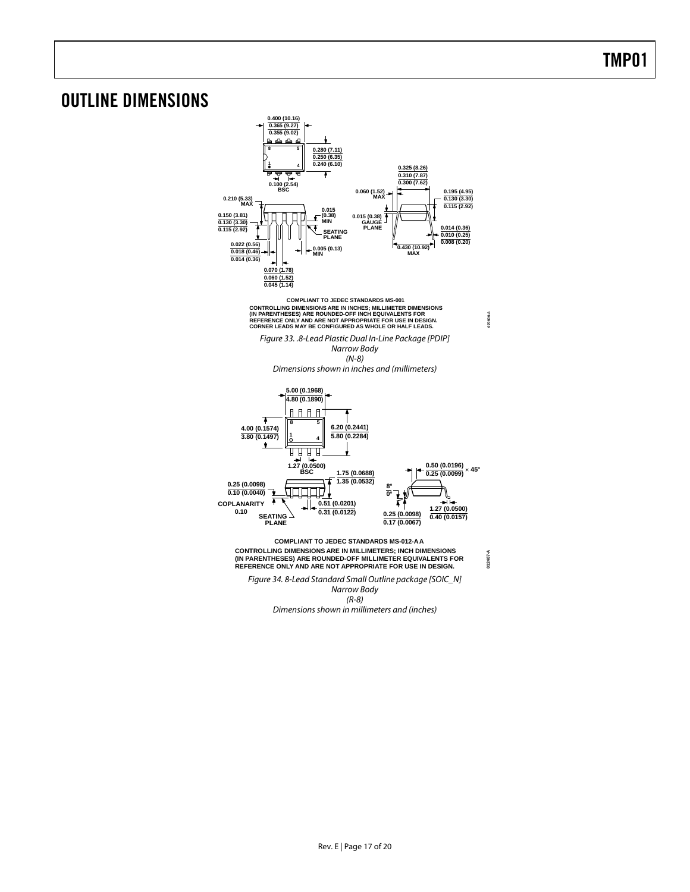# OUTLINE DIMENSIONS

COMPLIANT TO JEDEC STANDARDS MS-001
CONTROLLING DIMENSIONS ARE IN INCHES; MILLIMETER DIMENSIONS (IN PARENTHESES) ARE ROUNDED-OFF INCH EQUIVALENTS FOR REFERENCE ONLY AND ARE NOT APPROPRIATE FOR USE IN DESIGN.
CORNER LEADS MAY BE CONFIGURED AS WHOLE OR HALF LEADS.

*Figure 33. .8-Lead Plastic Dual In-Line Package [PDIP]*
*Narrow Body*
*(N-8)*
*Dimensions shown in inches and (millimeters)*

COMPLIANT TO JEDEC STANDARDS MS-012-AA
CONTROLLING DIMENSIONS ARE IN MILLIMETERS; INCH DIMENSIONS (IN PARENTHESES) ARE ROUNDED-OFF MILLIMETER EQUIVALENTS FOR REFERENCE ONLY AND ARE NOT APPROPRIATE FOR USE IN DESIGN.

*Figure 34. 8-Lead Standard Small Outline package [SOIC_N]*
*Narrow Body*
*(R-8)*
*Dimensions shown in millimeters and (inches)*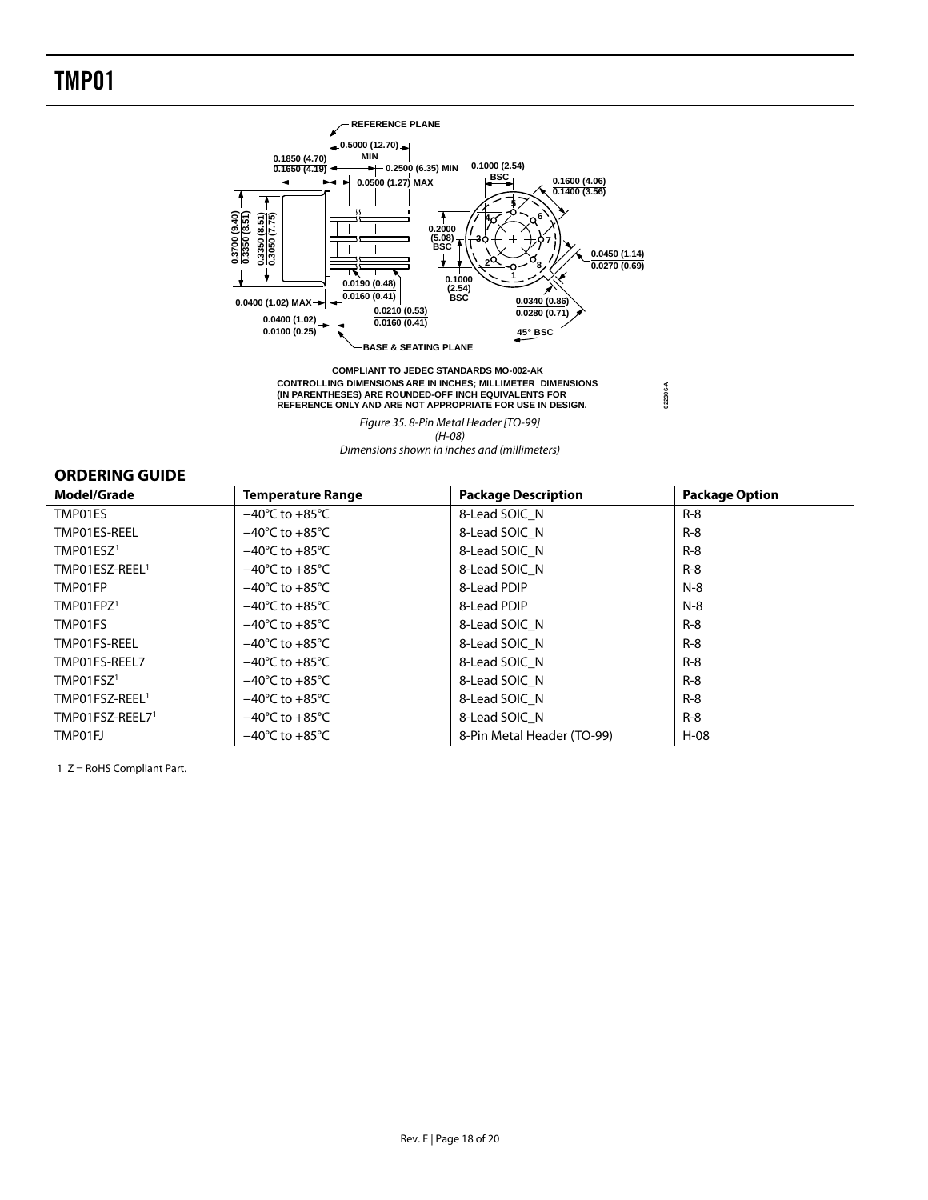COMPLIANT TO JEDEC STANDARDS MO-002-AK
CONTROLLING DIMENSIONS ARE IN INCHES; MILLIMETER DIMENSIONS (IN PARENTHESES) ARE ROUNDED-OFF INCH EQUIVALENTS FOR REFERENCE ONLY AND ARE NOT APPROPRIATE FOR USE IN DESIGN.

*Figure 35. 8-Pin Metal Header [TO-99] (H-08)*
*Dimensions shown in inches and (millimeters)*

## ORDERING GUIDE

| Model/Grade | Temperature Range | Package Description | Package Option |
|---|---|---|---|
| TMP01ES | −40°C to +85°C | 8-Lead SOIC_N | R-8 |
| TMP01ES-REEL | −40°C to +85°C | 8-Lead SOIC_N | R-8 |
| TMP01ESZ[1] | −40°C to +85°C | 8-Lead SOIC_N | R-8 |
| TMP01ESZ-REEL[1] | −40°C to +85°C | 8-Lead SOIC_N | R-8 |
| TMP01FP | −40°C to +85°C | 8-Lead PDIP | N-8 |
| TMP01FPZ[1] | −40°C to +85°C | 8-Lead PDIP | N-8 |
| TMP01FS | −40°C to +85°C | 8-Lead SOIC_N | R-8 |
| TMP01FS-REEL | −40°C to +85°C | 8-Lead SOIC_N | R-8 |
| TMP01FS-REEL7 | −40°C to +85°C | 8-Lead SOIC_N | R-8 |
| TMP01FSZ[1] | −40°C to +85°C | 8-Lead SOIC_N | R-8 |
| TMP01FSZ-REEL[1] | −40°C to +85°C | 8-Lead SOIC_N | R-8 |
| TMP01FSZ-REEL7[1] | −40°C to +85°C | 8-Lead SOIC_N | R-8 |
| TMP01FJ | −40°C to +85°C | 8-Pin Metal Header (TO-99) | H-08 |

1 Z = RoHS Compliant Part.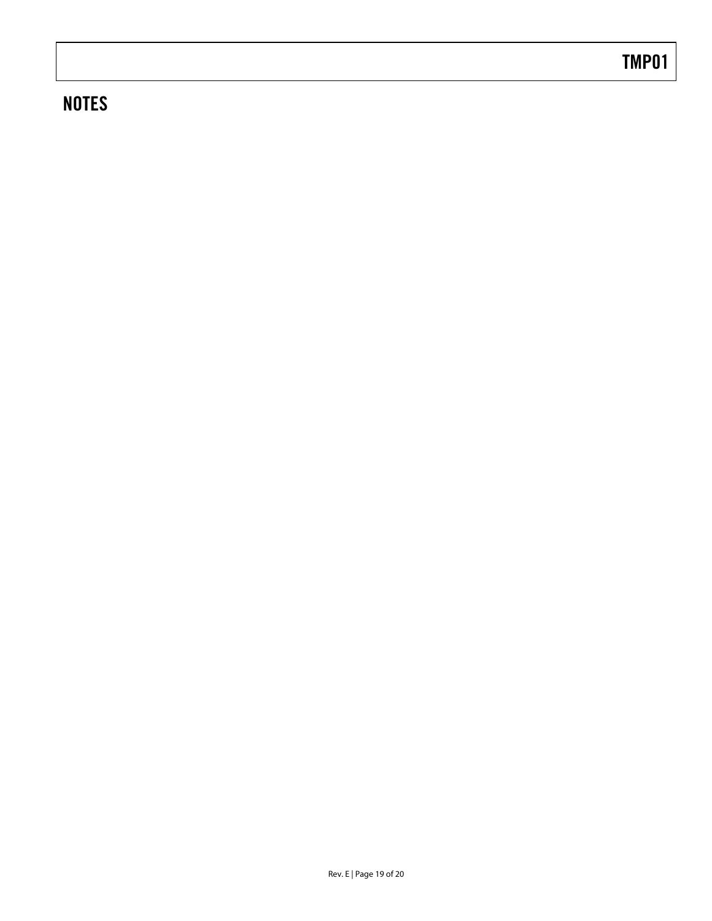## NOTES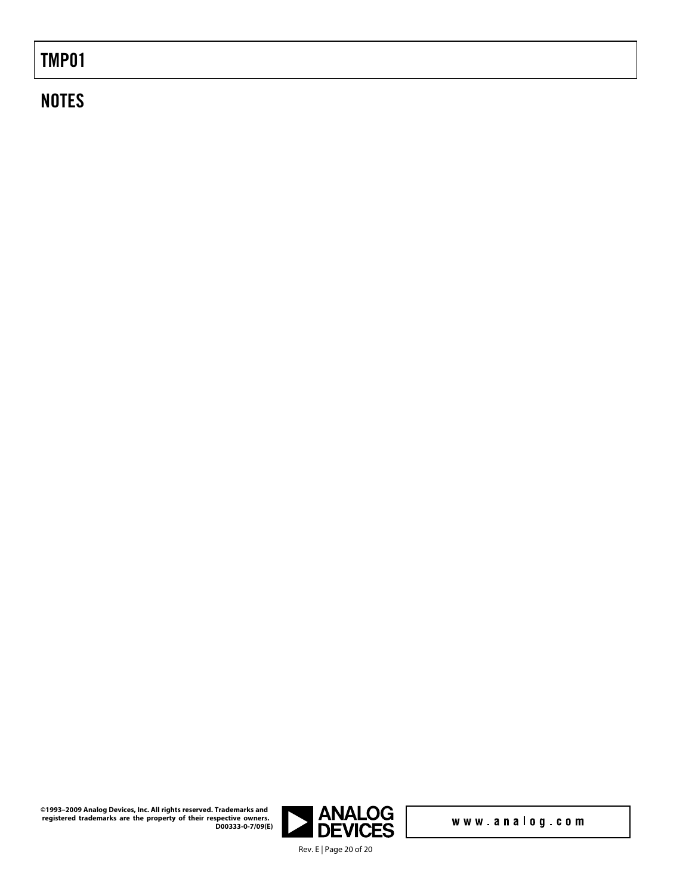## NOTES

©1993–2009 Analog Devices, Inc. All rights reserved. Trademarks and registered trademarks are the property of their respective owners.
D00333-0-7/09(E)

www.analog.com